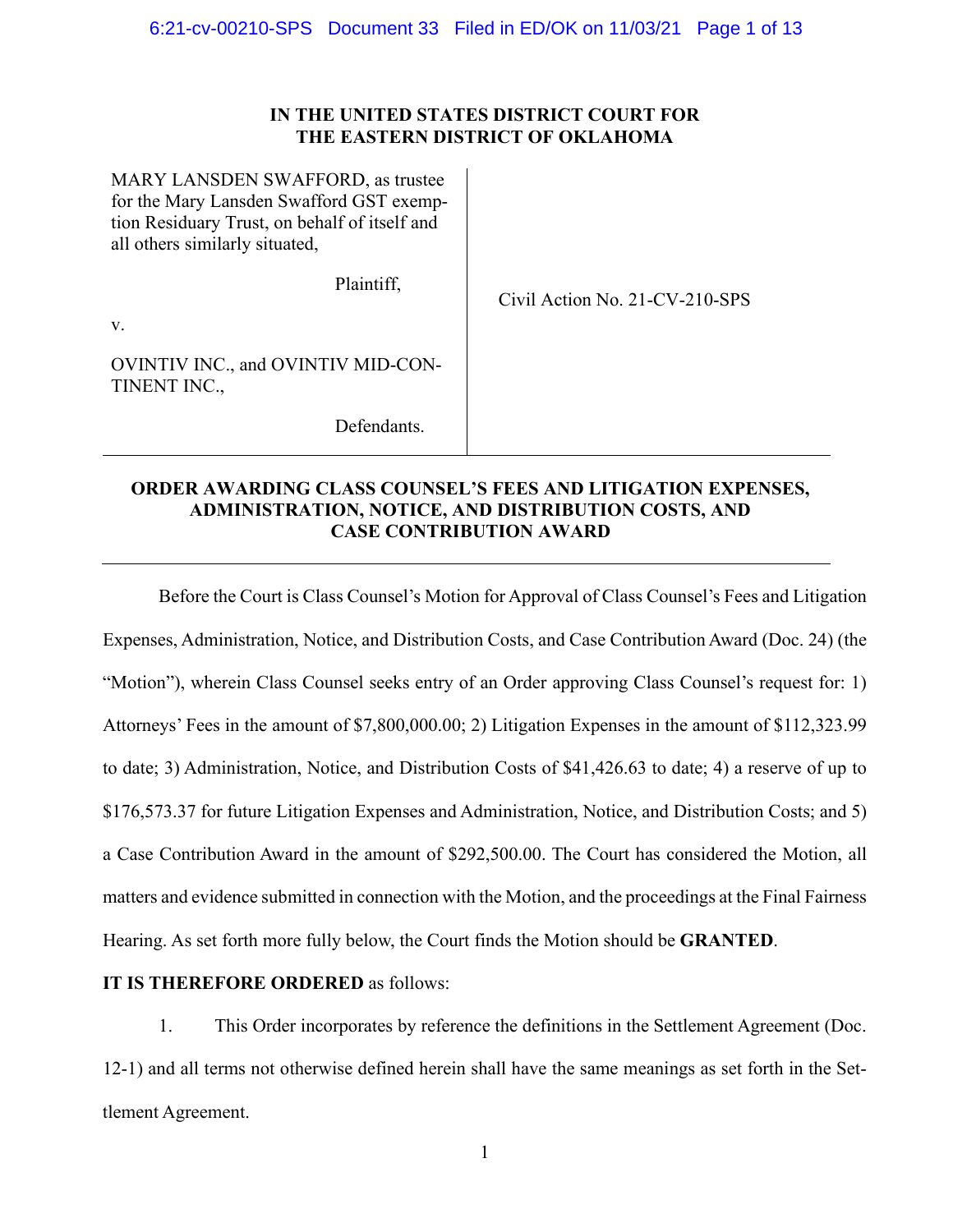IN THE UNITED STATES DISTRICT COURT FOR
THE EASTERN DISTRICT OF OKLAHOMA

| | |
|---|---|
| MARY LANSDEN SWAFFORD, as trustee for the Mary Lansden Swafford GST exemption Residuary Trust, on behalf of itself and all others similarly situated,<br><br>Plaintiff,<br><br>v.<br><br>OVINTIV INC., and OVINTIV MID-CONTINENT INC.,<br><br>Defendants. | Civil Action No. 21-CV-210-SPS |

## ORDER AWARDING CLASS COUNSEL'S FEES AND LITIGATION EXPENSES, ADMINISTRATION, NOTICE, AND DISTRIBUTION COSTS, AND CASE CONTRIBUTION AWARD

Before the Court is Class Counsel's Motion for Approval of Class Counsel's Fees and Litigation Expenses, Administration, Notice, and Distribution Costs, and Case Contribution Award (Doc. 24) (the "Motion"), wherein Class Counsel seeks entry of an Order approving Class Counsel's request for: 1) Attorneys' Fees in the amount of $7,800,000.00; 2) Litigation Expenses in the amount of $112,323.99 to date; 3) Administration, Notice, and Distribution Costs of $41,426.63 to date; 4) a reserve of up to $176,573.37 for future Litigation Expenses and Administration, Notice, and Distribution Costs; and 5) a Case Contribution Award in the amount of $292,500.00. The Court has considered the Motion, all matters and evidence submitted in connection with the Motion, and the proceedings at the Final Fairness Hearing. As set forth more fully below, the Court finds the Motion should be **GRANTED**.

**IT IS THEREFORE ORDERED** as follows:

1. This Order incorporates by reference the definitions in the Settlement Agreement (Doc. 12-1) and all terms not otherwise defined herein shall have the same meanings as set forth in the Settlement Agreement.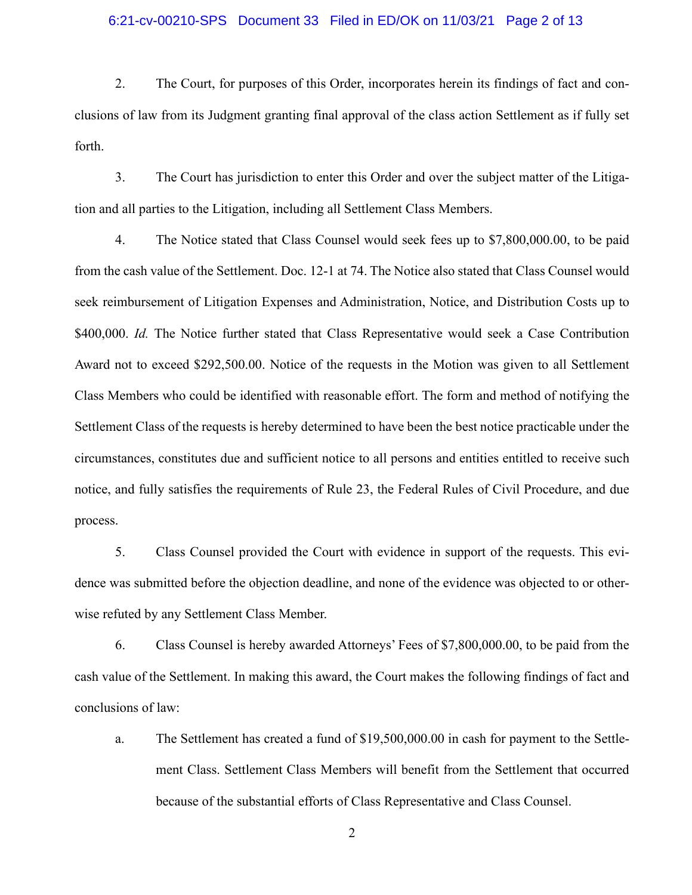2. The Court, for purposes of this Order, incorporates herein its findings of fact and conclusions of law from its Judgment granting final approval of the class action Settlement as if fully set forth.

3. The Court has jurisdiction to enter this Order and over the subject matter of the Litigation and all parties to the Litigation, including all Settlement Class Members.

4. The Notice stated that Class Counsel would seek fees up to $7,800,000.00, to be paid from the cash value of the Settlement. Doc. 12-1 at 74. The Notice also stated that Class Counsel would seek reimbursement of Litigation Expenses and Administration, Notice, and Distribution Costs up to $400,000. *Id.* The Notice further stated that Class Representative would seek a Case Contribution Award not to exceed $292,500.00. Notice of the requests in the Motion was given to all Settlement Class Members who could be identified with reasonable effort. The form and method of notifying the Settlement Class of the requests is hereby determined to have been the best notice practicable under the circumstances, constitutes due and sufficient notice to all persons and entities entitled to receive such notice, and fully satisfies the requirements of Rule 23, the Federal Rules of Civil Procedure, and due process.

5. Class Counsel provided the Court with evidence in support of the requests. This evidence was submitted before the objection deadline, and none of the evidence was objected to or otherwise refuted by any Settlement Class Member.

6. Class Counsel is hereby awarded Attorneys' Fees of $7,800,000.00, to be paid from the cash value of the Settlement. In making this award, the Court makes the following findings of fact and conclusions of law:

   a. The Settlement has created a fund of $19,500,000.00 in cash for payment to the Settlement Class. Settlement Class Members will benefit from the Settlement that occurred because of the substantial efforts of Class Representative and Class Counsel.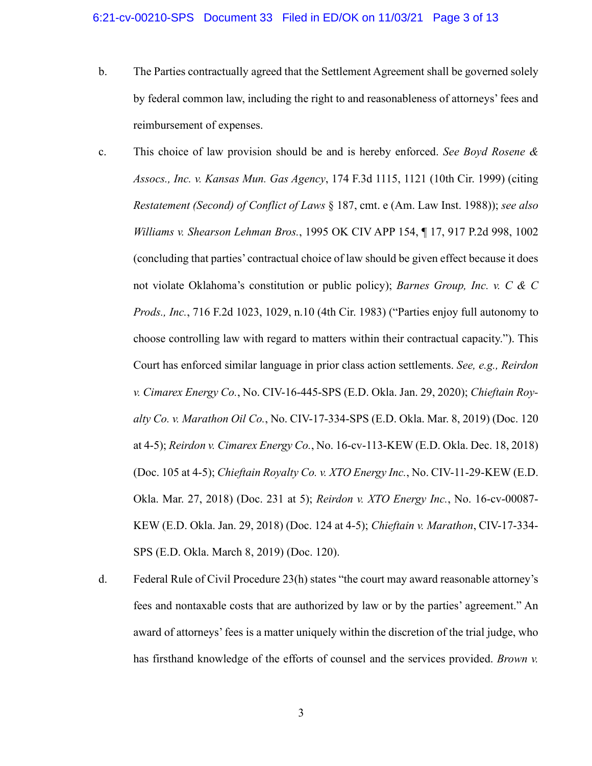b. The Parties contractually agreed that the Settlement Agreement shall be governed solely by federal common law, including the right to and reasonableness of attorneys' fees and reimbursement of expenses.

c. This choice of law provision should be and is hereby enforced. *See Boyd Rosene & Assocs., Inc. v. Kansas Mun. Gas Agency*, 174 F.3d 1115, 1121 (10th Cir. 1999) (citing *Restatement (Second) of Conflict of Laws* § 187, cmt. e (Am. Law Inst. 1988)); *see also Williams v. Shearson Lehman Bros.*, 1995 OK CIV APP 154, ¶ 17, 917 P.2d 998, 1002 (concluding that parties' contractual choice of law should be given effect because it does not violate Oklahoma's constitution or public policy); *Barnes Group, Inc. v. C & C Prods., Inc.*, 716 F.2d 1023, 1029, n.10 (4th Cir. 1983) ("Parties enjoy full autonomy to choose controlling law with regard to matters within their contractual capacity."). This Court has enforced similar language in prior class action settlements. *See, e.g., Reirdon v. Cimarex Energy Co.*, No. CIV-16-445-SPS (E.D. Okla. Jan. 29, 2020); *Chieftain Royalty Co. v. Marathon Oil Co.*, No. CIV-17-334-SPS (E.D. Okla. Mar. 8, 2019) (Doc. 120 at 4-5); *Reirdon v. Cimarex Energy Co.*, No. 16-cv-113-KEW (E.D. Okla. Dec. 18, 2018) (Doc. 105 at 4-5); *Chieftain Royalty Co. v. XTO Energy Inc.*, No. CIV-11-29-KEW (E.D. Okla. Mar. 27, 2018) (Doc. 231 at 5); *Reirdon v. XTO Energy Inc.*, No. 16-cv-00087-KEW (E.D. Okla. Jan. 29, 2018) (Doc. 124 at 4-5); *Chieftain v. Marathon*, CIV-17-334-SPS (E.D. Okla. March 8, 2019) (Doc. 120).

d. Federal Rule of Civil Procedure 23(h) states "the court may award reasonable attorney's fees and nontaxable costs that are authorized by law or by the parties' agreement." An award of attorneys' fees is a matter uniquely within the discretion of the trial judge, who has firsthand knowledge of the efforts of counsel and the services provided. *Brown v.*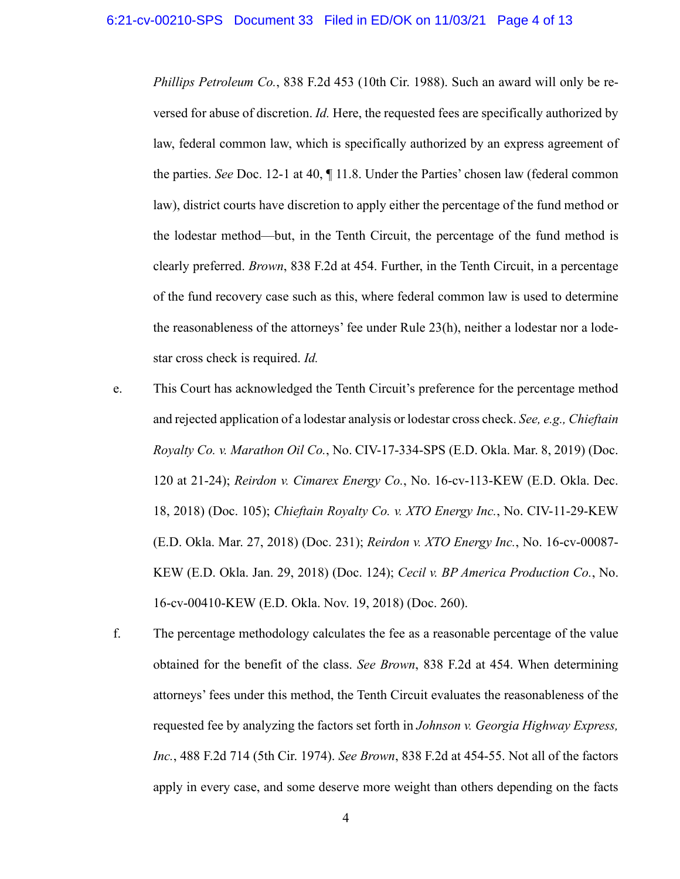*Phillips Petroleum Co.*, 838 F.2d 453 (10th Cir. 1988). Such an award will only be reversed for abuse of discretion. *Id.* Here, the requested fees are specifically authorized by law, federal common law, which is specifically authorized by an express agreement of the parties. *See* Doc. 12-1 at 40, ¶ 11.8. Under the Parties' chosen law (federal common law), district courts have discretion to apply either the percentage of the fund method or the lodestar method—but, in the Tenth Circuit, the percentage of the fund method is clearly preferred. *Brown*, 838 F.2d at 454. Further, in the Tenth Circuit, in a percentage of the fund recovery case such as this, where federal common law is used to determine the reasonableness of the attorneys' fee under Rule 23(h), neither a lodestar nor a lodestar cross check is required. *Id.*

e. This Court has acknowledged the Tenth Circuit's preference for the percentage method and rejected application of a lodestar analysis or lodestar cross check. *See, e.g., Chieftain Royalty Co. v. Marathon Oil Co.*, No. CIV-17-334-SPS (E.D. Okla. Mar. 8, 2019) (Doc. 120 at 21-24); *Reirdon v. Cimarex Energy Co.*, No. 16-cv-113-KEW (E.D. Okla. Dec. 18, 2018) (Doc. 105); *Chieftain Royalty Co. v. XTO Energy Inc.*, No. CIV-11-29-KEW (E.D. Okla. Mar. 27, 2018) (Doc. 231); *Reirdon v. XTO Energy Inc.*, No. 16-cv-00087-KEW (E.D. Okla. Jan. 29, 2018) (Doc. 124); *Cecil v. BP America Production Co.*, No. 16-cv-00410-KEW (E.D. Okla. Nov. 19, 2018) (Doc. 260).

f. The percentage methodology calculates the fee as a reasonable percentage of the value obtained for the benefit of the class. *See Brown*, 838 F.2d at 454. When determining attorneys' fees under this method, the Tenth Circuit evaluates the reasonableness of the requested fee by analyzing the factors set forth in *Johnson v. Georgia Highway Express, Inc.*, 488 F.2d 714 (5th Cir. 1974). *See Brown*, 838 F.2d at 454-55. Not all of the factors apply in every case, and some deserve more weight than others depending on the facts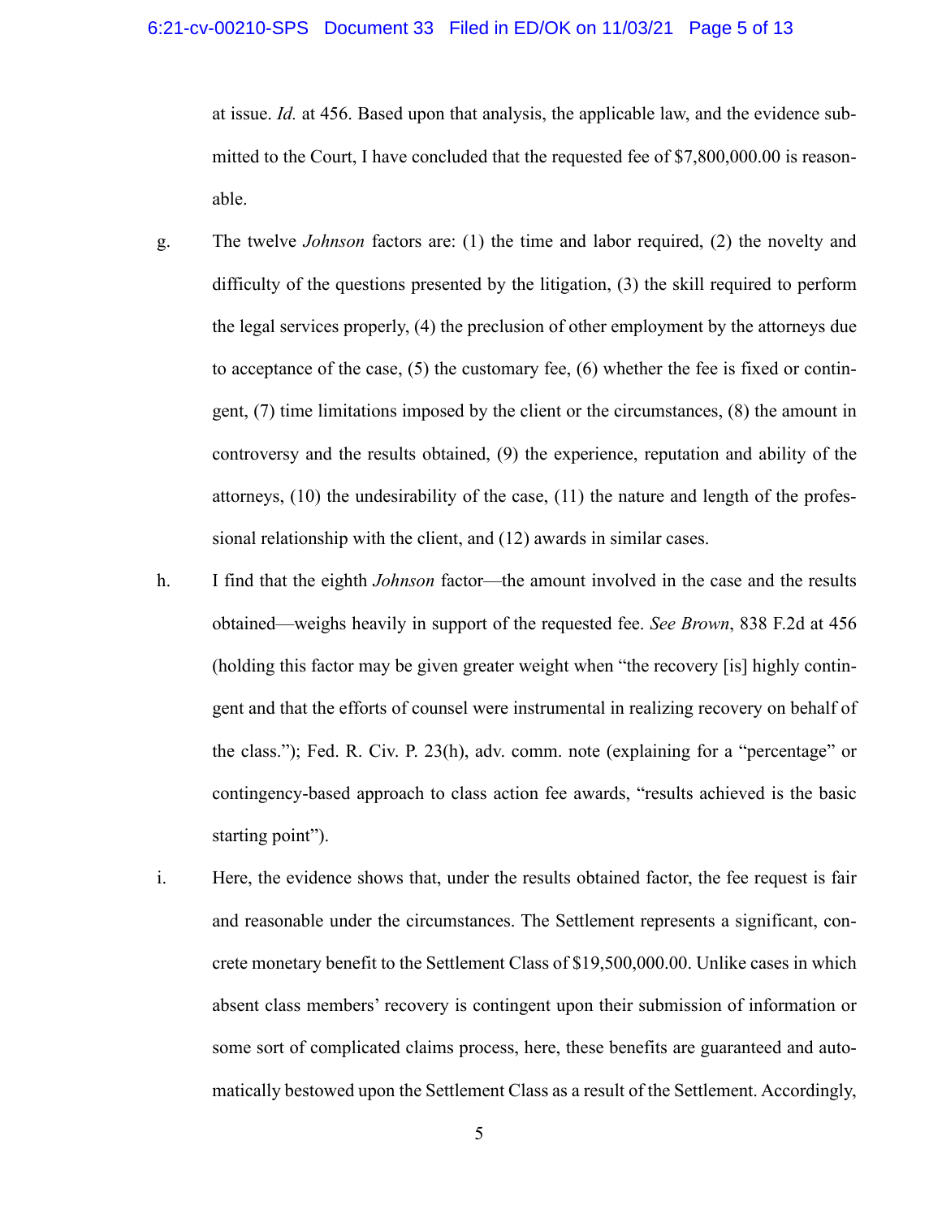at issue. *Id.* at 456. Based upon that analysis, the applicable law, and the evidence submitted to the Court, I have concluded that the requested fee of $7,800,000.00 is reasonable.

g. The twelve *Johnson* factors are: (1) the time and labor required, (2) the novelty and difficulty of the questions presented by the litigation, (3) the skill required to perform the legal services properly, (4) the preclusion of other employment by the attorneys due to acceptance of the case, (5) the customary fee, (6) whether the fee is fixed or contingent, (7) time limitations imposed by the client or the circumstances, (8) the amount in controversy and the results obtained, (9) the experience, reputation and ability of the attorneys, (10) the undesirability of the case, (11) the nature and length of the professional relationship with the client, and (12) awards in similar cases.

h. I find that the eighth *Johnson* factor—the amount involved in the case and the results obtained—weighs heavily in support of the requested fee. *See Brown*, 838 F.2d at 456 (holding this factor may be given greater weight when "the recovery [is] highly contingent and that the efforts of counsel were instrumental in realizing recovery on behalf of the class."); Fed. R. Civ. P. 23(h), adv. comm. note (explaining for a "percentage" or contingency-based approach to class action fee awards, "results achieved is the basic starting point").

i. Here, the evidence shows that, under the results obtained factor, the fee request is fair and reasonable under the circumstances. The Settlement represents a significant, concrete monetary benefit to the Settlement Class of $19,500,000.00. Unlike cases in which absent class members' recovery is contingent upon their submission of information or some sort of complicated claims process, here, these benefits are guaranteed and automatically bestowed upon the Settlement Class as a result of the Settlement. Accordingly,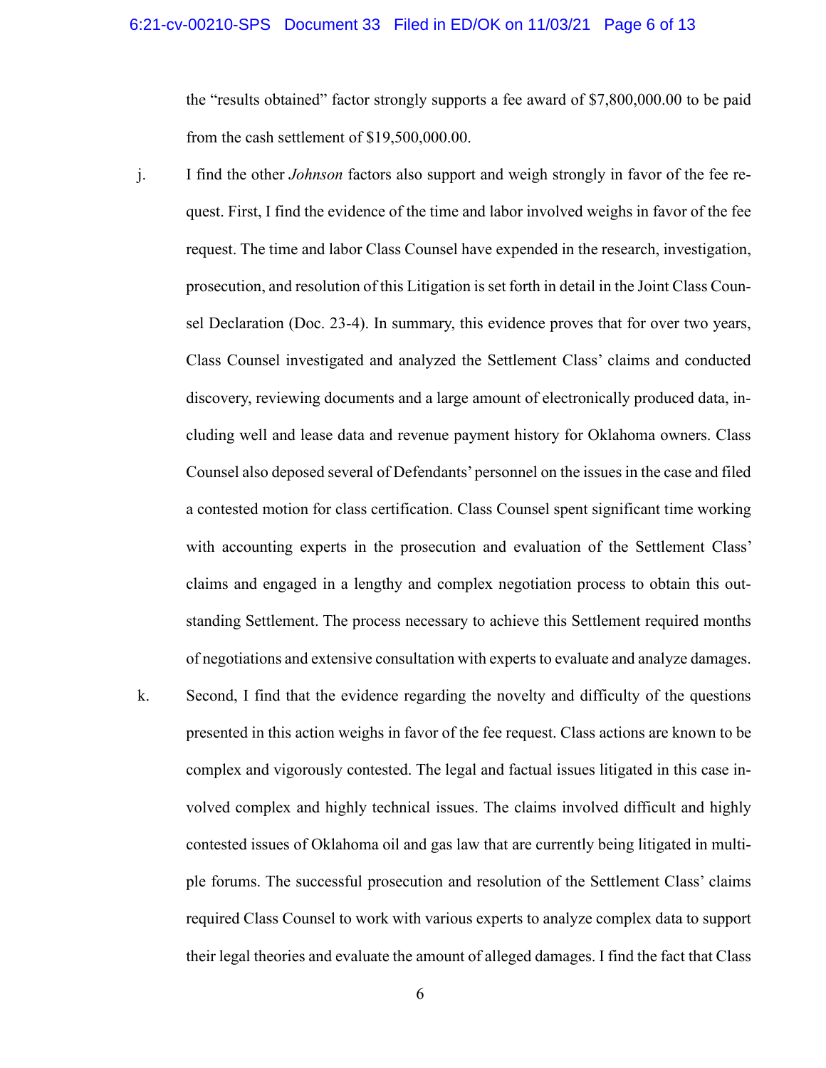the "results obtained" factor strongly supports a fee award of $7,800,000.00 to be paid from the cash settlement of $19,500,000.00.

j. I find the other *Johnson* factors also support and weigh strongly in favor of the fee request. First, I find the evidence of the time and labor involved weighs in favor of the fee request. The time and labor Class Counsel have expended in the research, investigation, prosecution, and resolution of this Litigation is set forth in detail in the Joint Class Counsel Declaration (Doc. 23-4). In summary, this evidence proves that for over two years, Class Counsel investigated and analyzed the Settlement Class' claims and conducted discovery, reviewing documents and a large amount of electronically produced data, including well and lease data and revenue payment history for Oklahoma owners. Class Counsel also deposed several of Defendants' personnel on the issues in the case and filed a contested motion for class certification. Class Counsel spent significant time working with accounting experts in the prosecution and evaluation of the Settlement Class' claims and engaged in a lengthy and complex negotiation process to obtain this outstanding Settlement. The process necessary to achieve this Settlement required months of negotiations and extensive consultation with experts to evaluate and analyze damages.

k. Second, I find that the evidence regarding the novelty and difficulty of the questions presented in this action weighs in favor of the fee request. Class actions are known to be complex and vigorously contested. The legal and factual issues litigated in this case involved complex and highly technical issues. The claims involved difficult and highly contested issues of Oklahoma oil and gas law that are currently being litigated in multiple forums. The successful prosecution and resolution of the Settlement Class' claims required Class Counsel to work with various experts to analyze complex data to support their legal theories and evaluate the amount of alleged damages. I find the fact that Class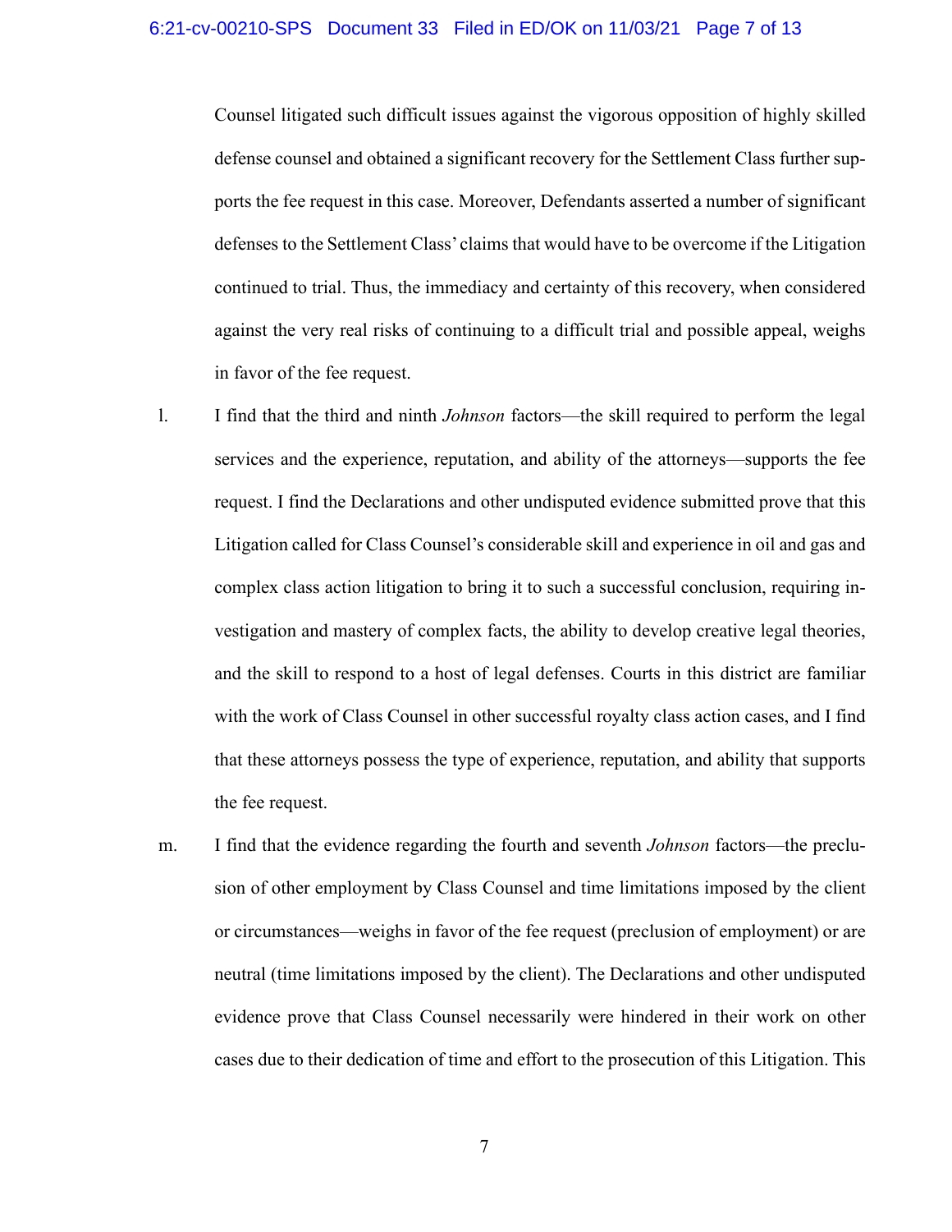Counsel litigated such difficult issues against the vigorous opposition of highly skilled defense counsel and obtained a significant recovery for the Settlement Class further supports the fee request in this case. Moreover, Defendants asserted a number of significant defenses to the Settlement Class' claims that would have to be overcome if the Litigation continued to trial. Thus, the immediacy and certainty of this recovery, when considered against the very real risks of continuing to a difficult trial and possible appeal, weighs in favor of the fee request.

l. I find that the third and ninth *Johnson* factors—the skill required to perform the legal services and the experience, reputation, and ability of the attorneys—supports the fee request. I find the Declarations and other undisputed evidence submitted prove that this Litigation called for Class Counsel's considerable skill and experience in oil and gas and complex class action litigation to bring it to such a successful conclusion, requiring investigation and mastery of complex facts, the ability to develop creative legal theories, and the skill to respond to a host of legal defenses. Courts in this district are familiar with the work of Class Counsel in other successful royalty class action cases, and I find that these attorneys possess the type of experience, reputation, and ability that supports the fee request.

m. I find that the evidence regarding the fourth and seventh *Johnson* factors—the preclusion of other employment by Class Counsel and time limitations imposed by the client or circumstances—weighs in favor of the fee request (preclusion of employment) or are neutral (time limitations imposed by the client). The Declarations and other undisputed evidence prove that Class Counsel necessarily were hindered in their work on other cases due to their dedication of time and effort to the prosecution of this Litigation. This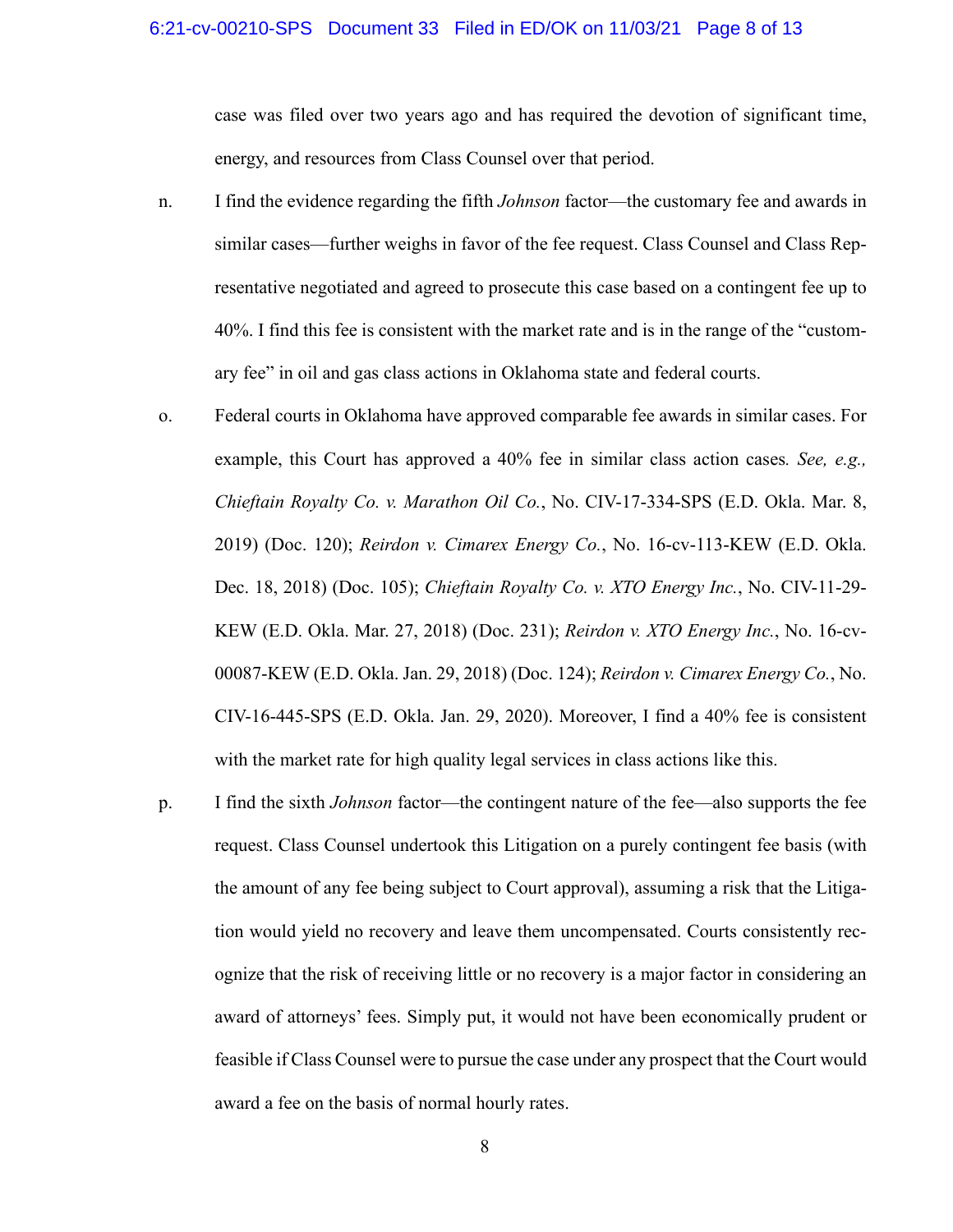case was filed over two years ago and has required the devotion of significant time, energy, and resources from Class Counsel over that period.

n. I find the evidence regarding the fifth *Johnson* factor—the customary fee and awards in similar cases—further weighs in favor of the fee request. Class Counsel and Class Representative negotiated and agreed to prosecute this case based on a contingent fee up to 40%. I find this fee is consistent with the market rate and is in the range of the "customary fee" in oil and gas class actions in Oklahoma state and federal courts.

o. Federal courts in Oklahoma have approved comparable fee awards in similar cases. For example, this Court has approved a 40% fee in similar class action cases. *See, e.g., Chieftain Royalty Co. v. Marathon Oil Co.*, No. CIV-17-334-SPS (E.D. Okla. Mar. 8, 2019) (Doc. 120); *Reirdon v. Cimarex Energy Co.*, No. 16-cv-113-KEW (E.D. Okla. Dec. 18, 2018) (Doc. 105); *Chieftain Royalty Co. v. XTO Energy Inc.*, No. CIV-11-29-KEW (E.D. Okla. Mar. 27, 2018) (Doc. 231); *Reirdon v. XTO Energy Inc.*, No. 16-cv-00087-KEW (E.D. Okla. Jan. 29, 2018) (Doc. 124); *Reirdon v. Cimarex Energy Co.*, No. CIV-16-445-SPS (E.D. Okla. Jan. 29, 2020). Moreover, I find a 40% fee is consistent with the market rate for high quality legal services in class actions like this.

p. I find the sixth *Johnson* factor—the contingent nature of the fee—also supports the fee request. Class Counsel undertook this Litigation on a purely contingent fee basis (with the amount of any fee being subject to Court approval), assuming a risk that the Litigation would yield no recovery and leave them uncompensated. Courts consistently recognize that the risk of receiving little or no recovery is a major factor in considering an award of attorneys' fees. Simply put, it would not have been economically prudent or feasible if Class Counsel were to pursue the case under any prospect that the Court would award a fee on the basis of normal hourly rates.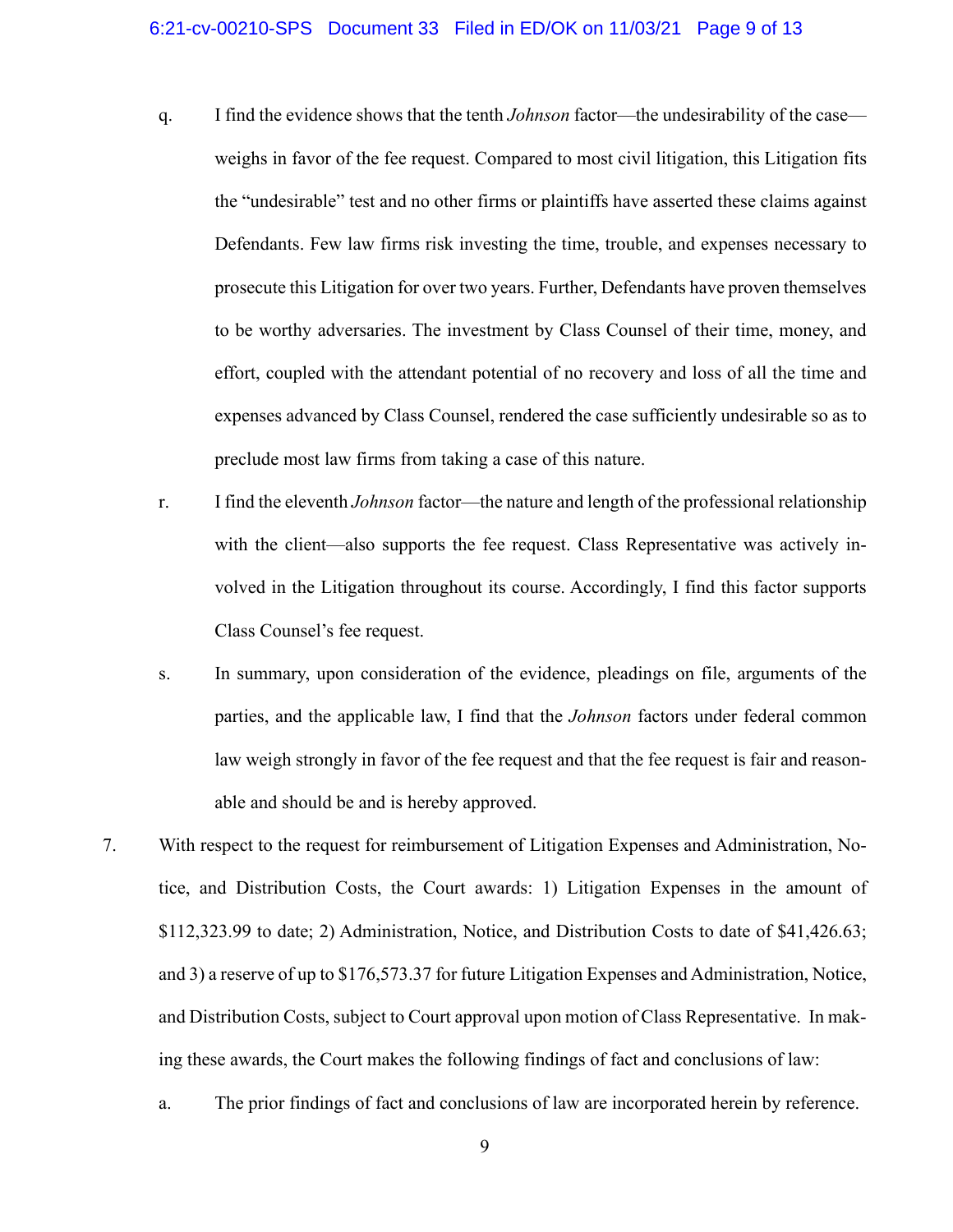q. I find the evidence shows that the tenth *Johnson* factor—the undesirability of the case—weighs in favor of the fee request. Compared to most civil litigation, this Litigation fits the "undesirable" test and no other firms or plaintiffs have asserted these claims against Defendants. Few law firms risk investing the time, trouble, and expenses necessary to prosecute this Litigation for over two years. Further, Defendants have proven themselves to be worthy adversaries. The investment by Class Counsel of their time, money, and effort, coupled with the attendant potential of no recovery and loss of all the time and expenses advanced by Class Counsel, rendered the case sufficiently undesirable so as to preclude most law firms from taking a case of this nature.

r. I find the eleventh *Johnson* factor—the nature and length of the professional relationship with the client—also supports the fee request. Class Representative was actively involved in the Litigation throughout its course. Accordingly, I find this factor supports Class Counsel's fee request.

s. In summary, upon consideration of the evidence, pleadings on file, arguments of the parties, and the applicable law, I find that the *Johnson* factors under federal common law weigh strongly in favor of the fee request and that the fee request is fair and reasonable and should be and is hereby approved.

7. With respect to the request for reimbursement of Litigation Expenses and Administration, Notice, and Distribution Costs, the Court awards: 1) Litigation Expenses in the amount of $112,323.99 to date; 2) Administration, Notice, and Distribution Costs to date of $41,426.63; and 3) a reserve of up to $176,573.37 for future Litigation Expenses and Administration, Notice, and Distribution Costs, subject to Court approval upon motion of Class Representative. In making these awards, the Court makes the following findings of fact and conclusions of law:

a. The prior findings of fact and conclusions of law are incorporated herein by reference.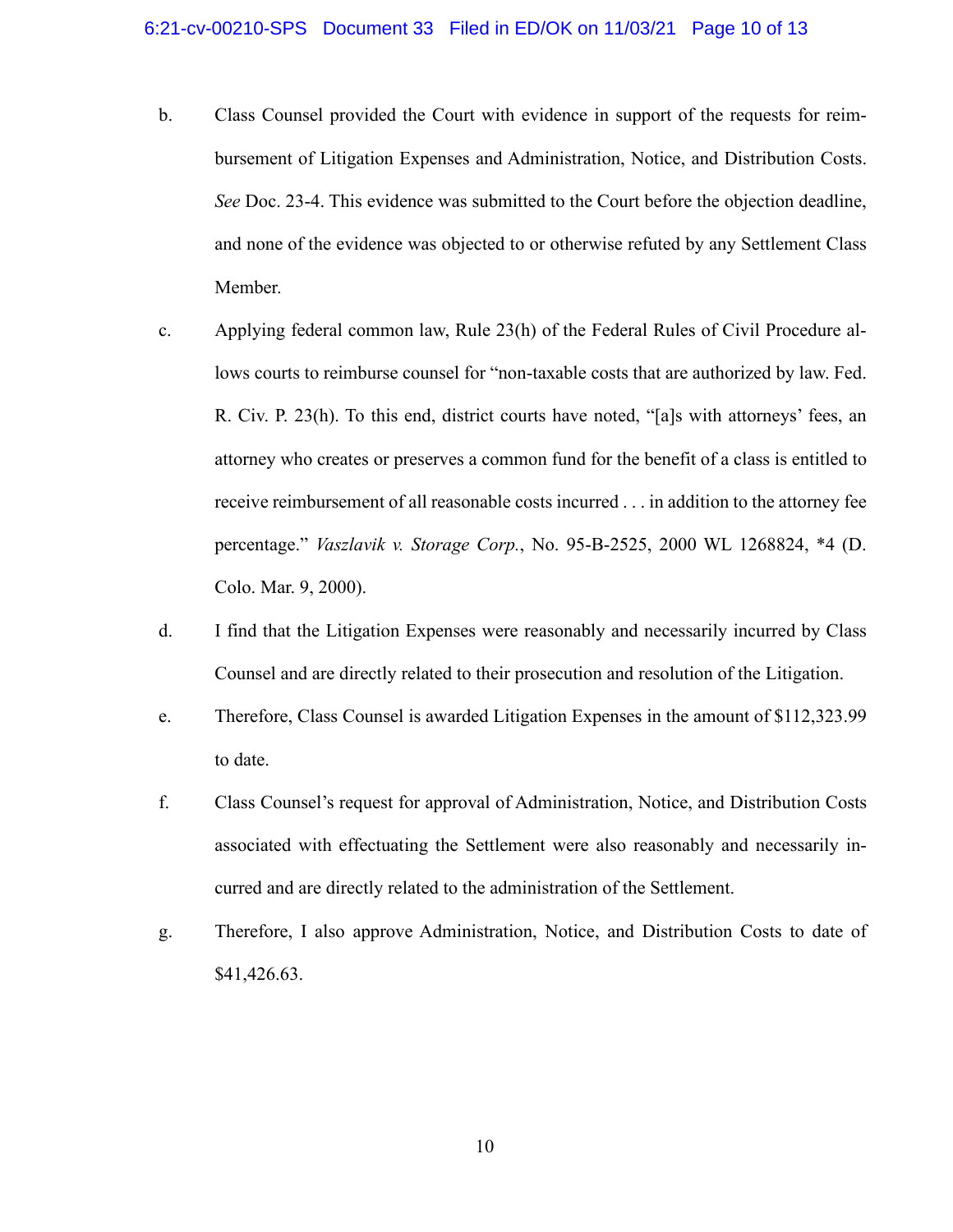b. Class Counsel provided the Court with evidence in support of the requests for reimbursement of Litigation Expenses and Administration, Notice, and Distribution Costs. *See* Doc. 23-4. This evidence was submitted to the Court before the objection deadline, and none of the evidence was objected to or otherwise refuted by any Settlement Class Member.

c. Applying federal common law, Rule 23(h) of the Federal Rules of Civil Procedure allows courts to reimburse counsel for "non-taxable costs that are authorized by law. Fed. R. Civ. P. 23(h). To this end, district courts have noted, "[a]s with attorneys' fees, an attorney who creates or preserves a common fund for the benefit of a class is entitled to receive reimbursement of all reasonable costs incurred . . . in addition to the attorney fee percentage." *Vaszlavik v. Storage Corp.*, No. 95-B-2525, 2000 WL 1268824, *4 (D. Colo. Mar. 9, 2000).

d. I find that the Litigation Expenses were reasonably and necessarily incurred by Class Counsel and are directly related to their prosecution and resolution of the Litigation.

e. Therefore, Class Counsel is awarded Litigation Expenses in the amount of $112,323.99 to date.

f. Class Counsel's request for approval of Administration, Notice, and Distribution Costs associated with effectuating the Settlement were also reasonably and necessarily incurred and are directly related to the administration of the Settlement.

g. Therefore, I also approve Administration, Notice, and Distribution Costs to date of $41,426.63.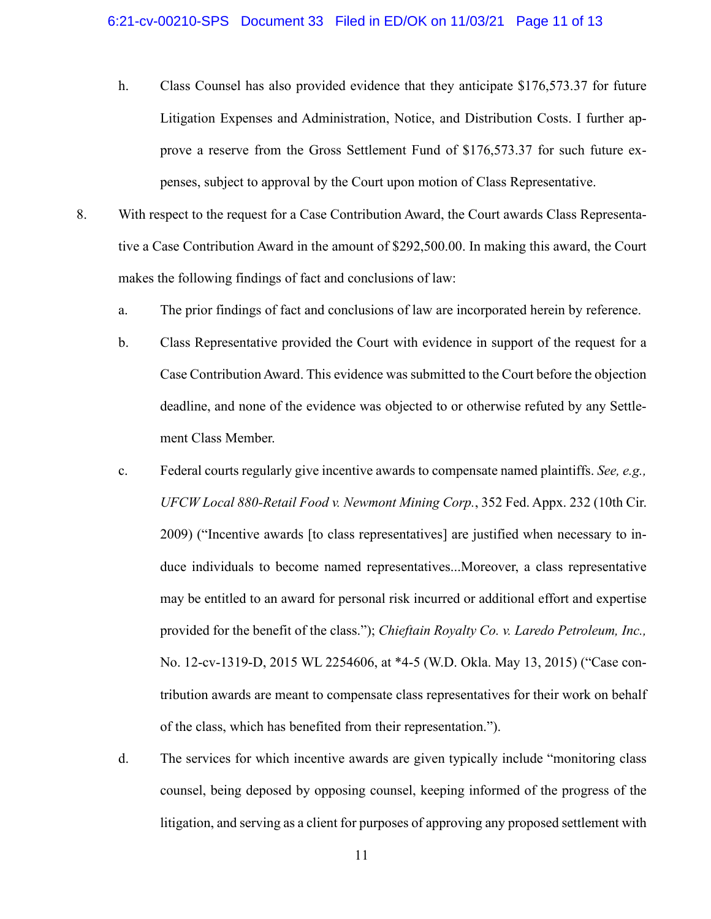h. Class Counsel has also provided evidence that they anticipate $176,573.37 for future Litigation Expenses and Administration, Notice, and Distribution Costs. I further approve a reserve from the Gross Settlement Fund of $176,573.37 for such future expenses, subject to approval by the Court upon motion of Class Representative.

8. With respect to the request for a Case Contribution Award, the Court awards Class Representative a Case Contribution Award in the amount of $292,500.00. In making this award, the Court makes the following findings of fact and conclusions of law:

   a. The prior findings of fact and conclusions of law are incorporated herein by reference.

   b. Class Representative provided the Court with evidence in support of the request for a Case Contribution Award. This evidence was submitted to the Court before the objection deadline, and none of the evidence was objected to or otherwise refuted by any Settlement Class Member.

   c. Federal courts regularly give incentive awards to compensate named plaintiffs. *See, e.g., UFCW Local 880-Retail Food v. Newmont Mining Corp.*, 352 Fed. Appx. 232 (10th Cir. 2009) ("Incentive awards [to class representatives] are justified when necessary to induce individuals to become named representatives...Moreover, a class representative may be entitled to an award for personal risk incurred or additional effort and expertise provided for the benefit of the class."); *Chieftain Royalty Co. v. Laredo Petroleum, Inc.*, No. 12-cv-1319-D, 2015 WL 2254606, at *4-5 (W.D. Okla. May 13, 2015) ("Case contribution awards are meant to compensate class representatives for their work on behalf of the class, which has benefited from their representation.").

   d. The services for which incentive awards are given typically include "monitoring class counsel, being deposed by opposing counsel, keeping informed of the progress of the litigation, and serving as a client for purposes of approving any proposed settlement with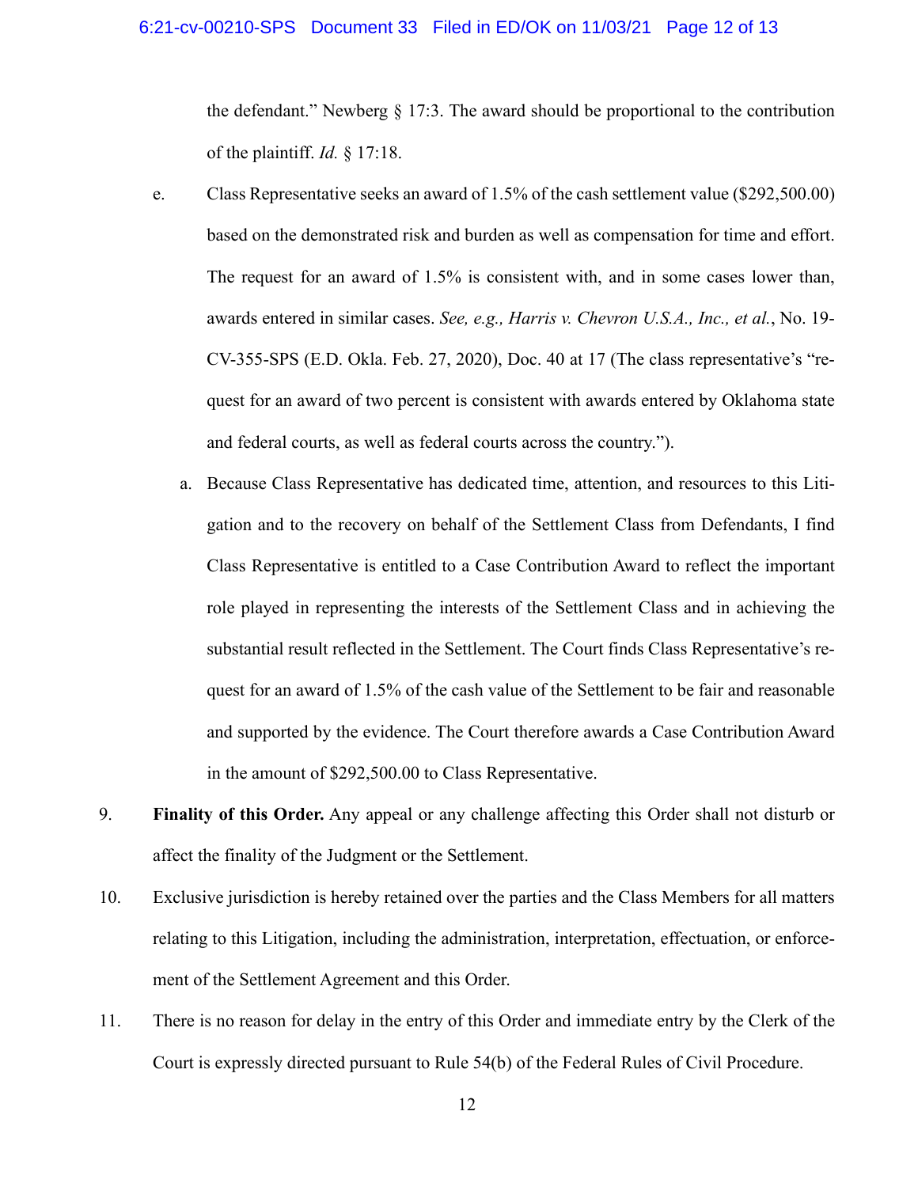the defendant." Newberg § 17:3. The award should be proportional to the contribution of the plaintiff. *Id.* § 17:18.

e. Class Representative seeks an award of 1.5% of the cash settlement value ($292,500.00) based on the demonstrated risk and burden as well as compensation for time and effort. The request for an award of 1.5% is consistent with, and in some cases lower than, awards entered in similar cases. *See, e.g., Harris v. Chevron U.S.A., Inc., et al.*, No. 19-CV-355-SPS (E.D. Okla. Feb. 27, 2020), Doc. 40 at 17 (The class representative's "request for an award of two percent is consistent with awards entered by Oklahoma state and federal courts, as well as federal courts across the country.").

   a. Because Class Representative has dedicated time, attention, and resources to this Litigation and to the recovery on behalf of the Settlement Class from Defendants, I find Class Representative is entitled to a Case Contribution Award to reflect the important role played in representing the interests of the Settlement Class and in achieving the substantial result reflected in the Settlement. The Court finds Class Representative's request for an award of 1.5% of the cash value of the Settlement to be fair and reasonable and supported by the evidence. The Court therefore awards a Case Contribution Award in the amount of $292,500.00 to Class Representative.

9. **Finality of this Order.** Any appeal or any challenge affecting this Order shall not disturb or affect the finality of the Judgment or the Settlement.

10. Exclusive jurisdiction is hereby retained over the parties and the Class Members for all matters relating to this Litigation, including the administration, interpretation, effectuation, or enforcement of the Settlement Agreement and this Order.

11. There is no reason for delay in the entry of this Order and immediate entry by the Clerk of the Court is expressly directed pursuant to Rule 54(b) of the Federal Rules of Civil Procedure.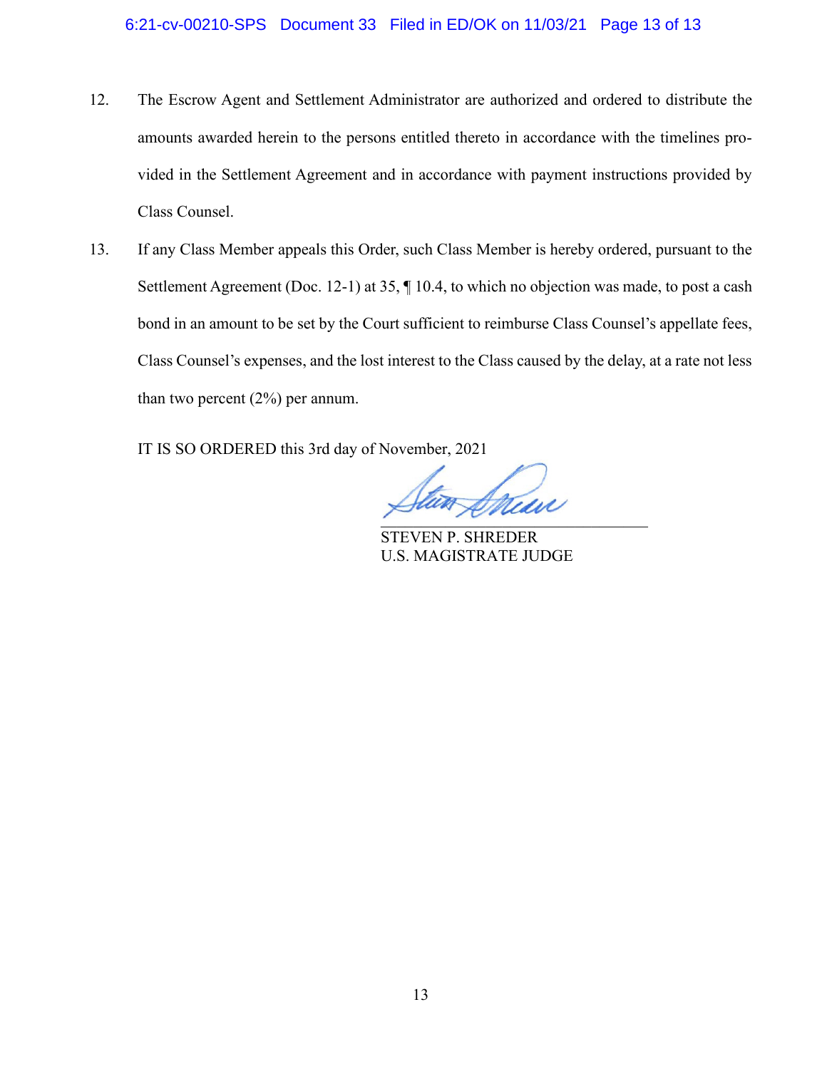12. The Escrow Agent and Settlement Administrator are authorized and ordered to distribute the amounts awarded herein to the persons entitled thereto in accordance with the timelines provided in the Settlement Agreement and in accordance with payment instructions provided by Class Counsel.

13. If any Class Member appeals this Order, such Class Member is hereby ordered, pursuant to the Settlement Agreement (Doc. 12-1) at 35, ¶ 10.4, to which no objection was made, to post a cash bond in an amount to be set by the Court sufficient to reimburse Class Counsel's appellate fees, Class Counsel's expenses, and the lost interest to the Class caused by the delay, at a rate not less than two percent (2%) per annum.

IT IS SO ORDERED this 3rd day of November, 2021

STEVEN P. SHREDER
U.S. MAGISTRATE JUDGE